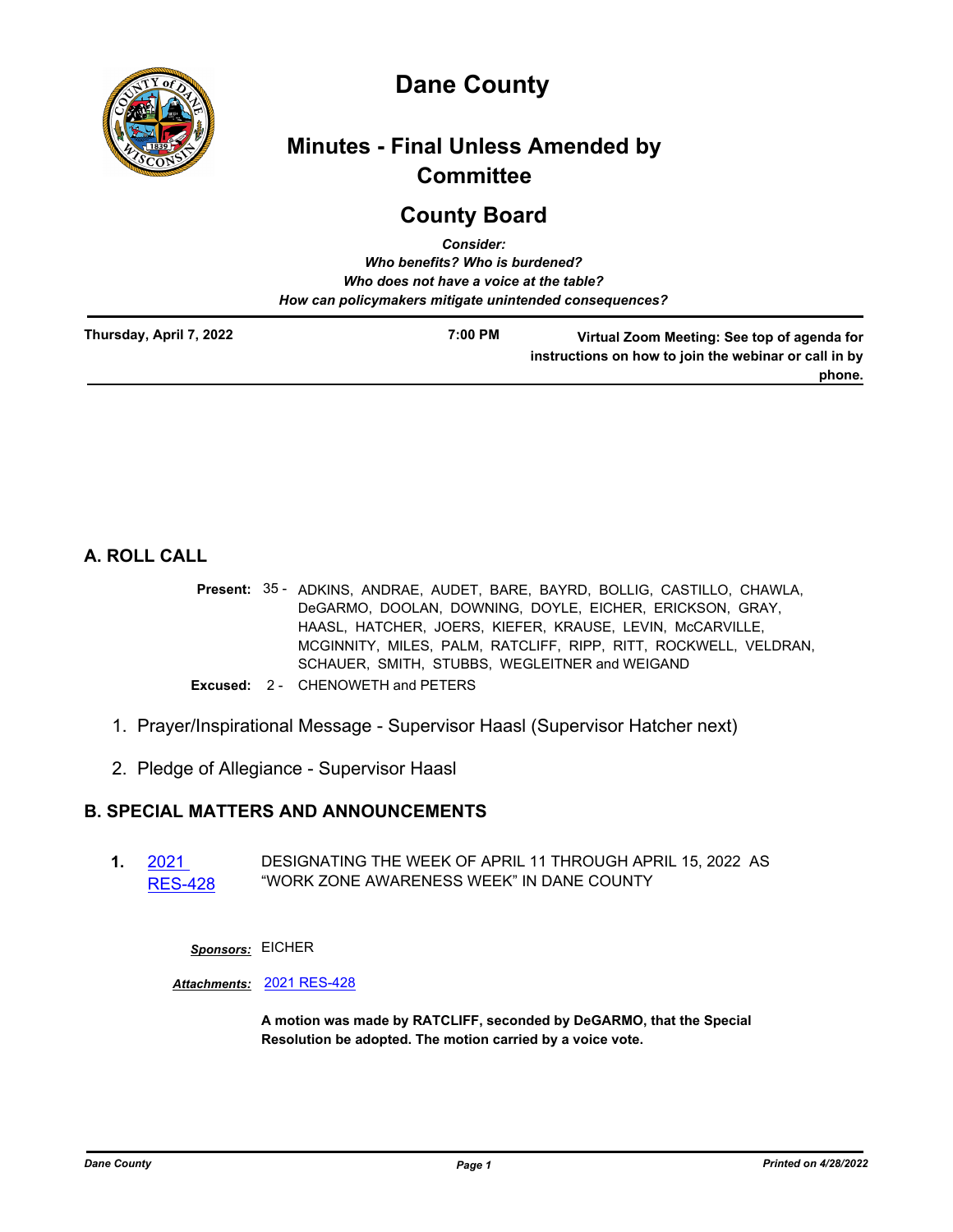# Dane County

## Minutes - Final Unless Amended by Committee

## County Board

*Consider:*
*Who benefits? Who is burdened?*
*Who does not have a voice at the table?*
*How can policymakers mitigate unintended consequences?*

**Thursday, April 7, 2022** **7:00 PM** **Virtual Zoom Meeting: See top of agenda for instructions on how to join the webinar or call in by phone.**

---

## A. ROLL CALL

**Present:** 35 - ADKINS, ANDRAE, AUDET, BARE, BAYRD, BOLLIG, CASTILLO, CHAWLA, DeGARMO, DOOLAN, DOWNING, DOYLE, EICHER, ERICKSON, GRAY, HAASL, HATCHER, JOERS, KIEFER, KRAUSE, LEVIN, McCARVILLE, MCGINNITY, MILES, PALM, RATCLIFF, RIPP, RITT, ROCKWELL, VELDRAN, SCHAUER, SMITH, STUBBS, WEGLEITNER and WEIGAND

**Excused:** 2 - CHENOWETH and PETERS

1. Prayer/Inspirational Message - Supervisor Haasl (Supervisor Hatcher next)
2. Pledge of Allegiance - Supervisor Haasl

## B. SPECIAL MATTERS AND ANNOUNCEMENTS

**1.** 2021 RES-428 DESIGNATING THE WEEK OF APRIL 11 THROUGH APRIL 15, 2022 AS "WORK ZONE AWARENESS WEEK" IN DANE COUNTY

***Sponsors:*** EICHER

***Attachments:*** 2021 RES-428

**A motion was made by RATCLIFF, seconded by DeGARMO, that the Special Resolution be adopted. The motion carried by a voice vote.**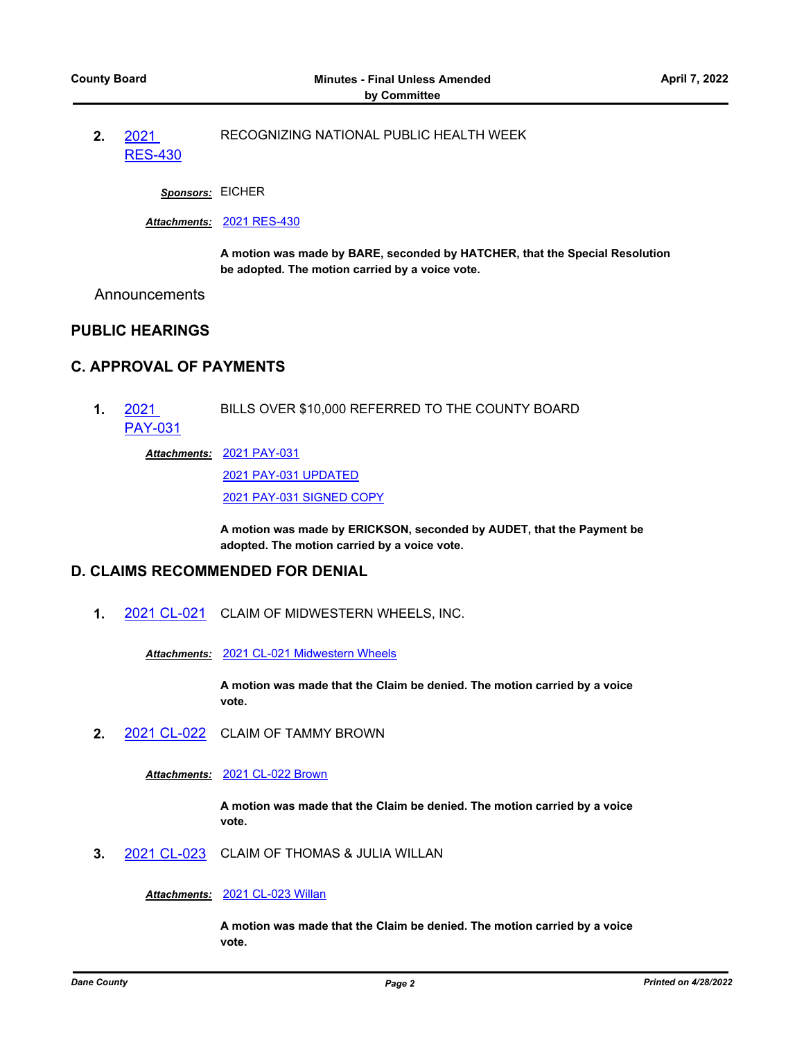**2.** 2021 RES-430 RECOGNIZING NATIONAL PUBLIC HEALTH WEEK

***Sponsors:*** EICHER

***Attachments:*** 2021 RES-430

**A motion was made by BARE, seconded by HATCHER, that the Special Resolution be adopted. The motion carried by a voice vote.**

Announcements

## PUBLIC HEARINGS

## C. APPROVAL OF PAYMENTS

**1.** 2021 PAY-031 BILLS OVER $10,000 REFERRED TO THE COUNTY BOARD

***Attachments:*** 2021 PAY-031
2021 PAY-031 UPDATED
2021 PAY-031 SIGNED COPY

**A motion was made by ERICKSON, seconded by AUDET, that the Payment be adopted. The motion carried by a voice vote.**

## D. CLAIMS RECOMMENDED FOR DENIAL

**1.** 2021 CL-021 CLAIM OF MIDWESTERN WHEELS, INC.

***Attachments:*** 2021 CL-021 Midwestern Wheels

**A motion was made that the Claim be denied. The motion carried by a voice vote.**

**2.** 2021 CL-022 CLAIM OF TAMMY BROWN

***Attachments:*** 2021 CL-022 Brown

**A motion was made that the Claim be denied. The motion carried by a voice vote.**

**3.** 2021 CL-023 CLAIM OF THOMAS & JULIA WILLAN

***Attachments:*** 2021 CL-023 Willan

**A motion was made that the Claim be denied. The motion carried by a voice vote.**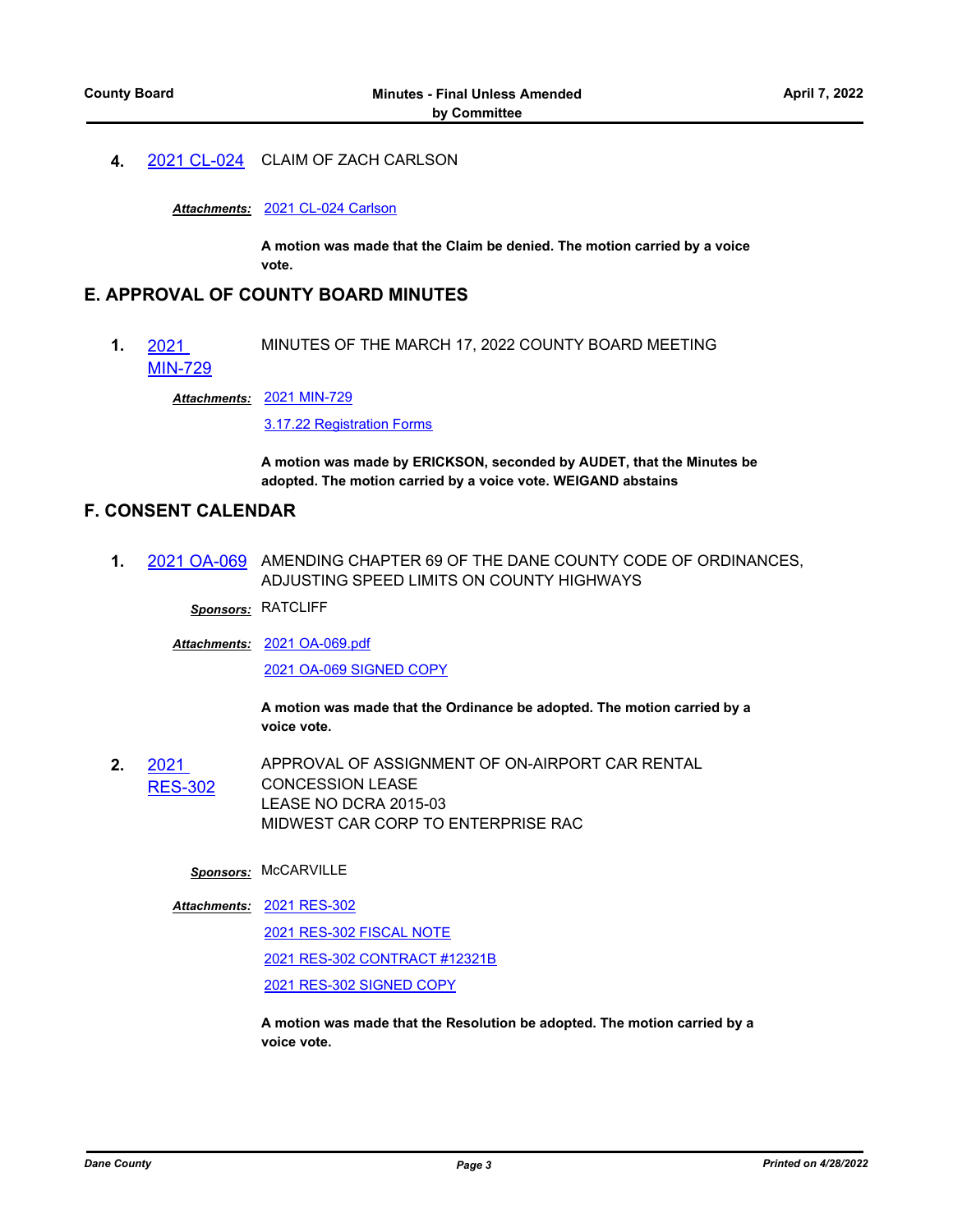**4.** 2021 CL-024 CLAIM OF ZACH CARLSON

***Attachments:*** 2021 CL-024 Carlson

**A motion was made that the Claim be denied. The motion carried by a voice vote.**

## E. APPROVAL OF COUNTY BOARD MINUTES

**1.** 2021 MIN-729 MINUTES OF THE MARCH 17, 2022 COUNTY BOARD MEETING

***Attachments:*** 2021 MIN-729

3.17.22 Registration Forms

**A motion was made by ERICKSON, seconded by AUDET, that the Minutes be adopted. The motion carried by a voice vote. WEIGAND abstains**

## F. CONSENT CALENDAR

**1.** 2021 OA-069 AMENDING CHAPTER 69 OF THE DANE COUNTY CODE OF ORDINANCES, ADJUSTING SPEED LIMITS ON COUNTY HIGHWAYS

***Sponsors:*** RATCLIFF

***Attachments:*** 2021 OA-069.pdf

2021 OA-069 SIGNED COPY

**A motion was made that the Ordinance be adopted. The motion carried by a voice vote.**

**2.** 2021 RES-302 APPROVAL OF ASSIGNMENT OF ON-AIRPORT CAR RENTAL CONCESSION LEASE
LEASE NO DCRA 2015-03
MIDWEST CAR CORP TO ENTERPRISE RAC

***Sponsors:*** McCARVILLE

***Attachments:*** 2021 RES-302

2021 RES-302 FISCAL NOTE

2021 RES-302 CONTRACT #12321B

2021 RES-302 SIGNED COPY

**A motion was made that the Resolution be adopted. The motion carried by a voice vote.**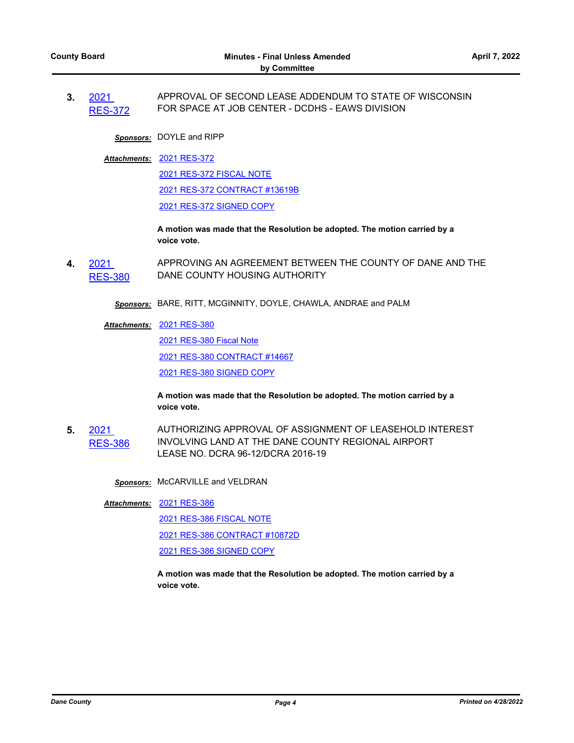**3.** 2021 RES-372 — APPROVAL OF SECOND LEASE ADDENDUM TO STATE OF WISCONSIN FOR SPACE AT JOB CENTER - DCDHS - EAWS DIVISION

***Sponsors:*** DOYLE and RIPP

***Attachments:*** 2021 RES-372
2021 RES-372 FISCAL NOTE
2021 RES-372 CONTRACT #13619B
2021 RES-372 SIGNED COPY

**A motion was made that the Resolution be adopted. The motion carried by a voice vote.**

**4.** 2021 RES-380 — APPROVING AN AGREEMENT BETWEEN THE COUNTY OF DANE AND THE DANE COUNTY HOUSING AUTHORITY

***Sponsors:*** BARE, RITT, MCGINNITY, DOYLE, CHAWLA, ANDRAE and PALM

***Attachments:*** 2021 RES-380
2021 RES-380 Fiscal Note
2021 RES-380 CONTRACT #14667
2021 RES-380 SIGNED COPY

**A motion was made that the Resolution be adopted. The motion carried by a voice vote.**

**5.** 2021 RES-386 — AUTHORIZING APPROVAL OF ASSIGNMENT OF LEASEHOLD INTEREST INVOLVING LAND AT THE DANE COUNTY REGIONAL AIRPORT LEASE NO. DCRA 96-12/DCRA 2016-19

***Sponsors:*** McCARVILLE and VELDRAN

***Attachments:*** 2021 RES-386
2021 RES-386 FISCAL NOTE
2021 RES-386 CONTRACT #10872D
2021 RES-386 SIGNED COPY

**A motion was made that the Resolution be adopted. The motion carried by a voice vote.**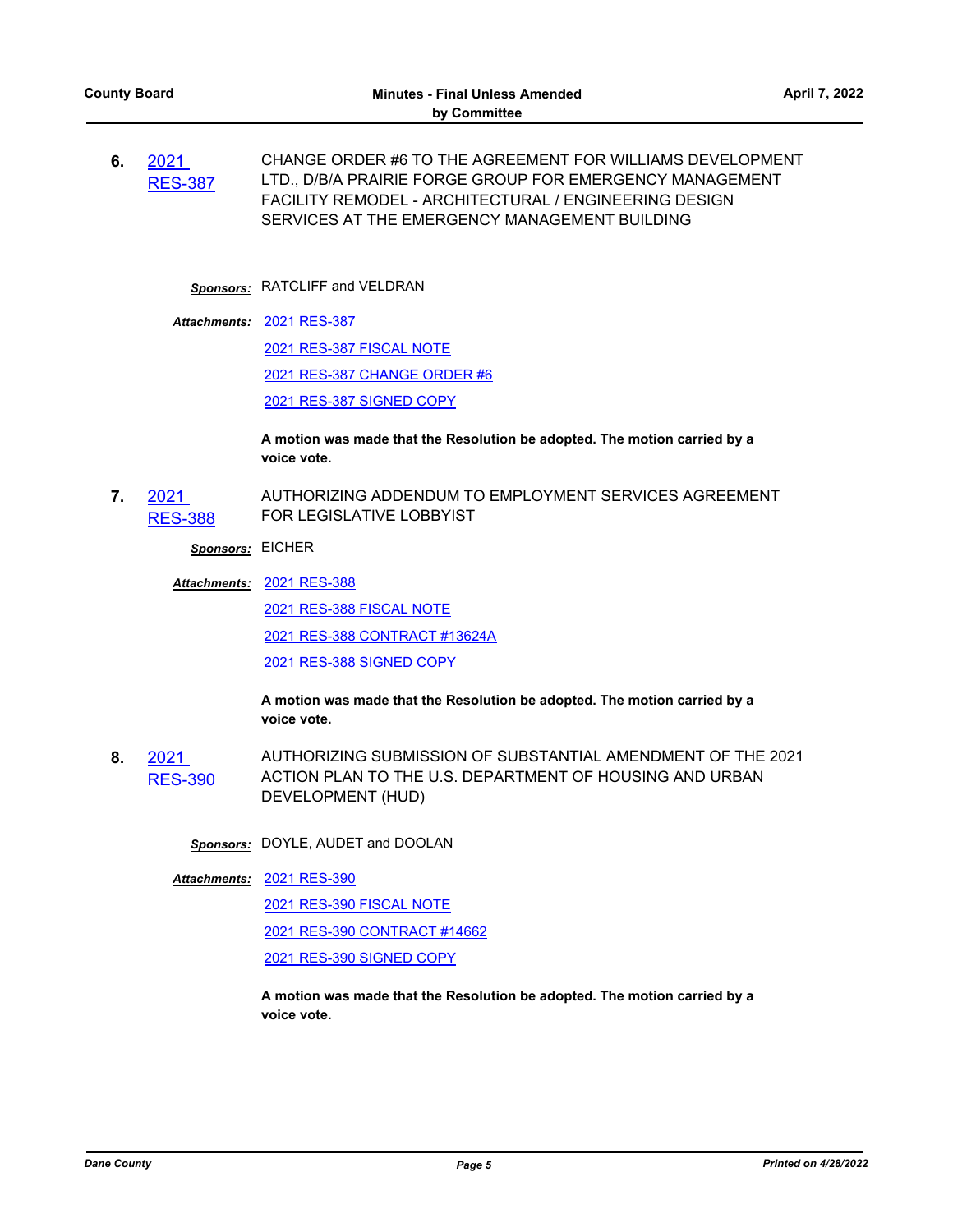**6.** 2021 RES-387 CHANGE ORDER #6 TO THE AGREEMENT FOR WILLIAMS DEVELOPMENT LTD., D/B/A PRAIRIE FORGE GROUP FOR EMERGENCY MANAGEMENT FACILITY REMODEL - ARCHITECTURAL / ENGINEERING DESIGN SERVICES AT THE EMERGENCY MANAGEMENT BUILDING

***Sponsors:*** RATCLIFF and VELDRAN

***Attachments:*** 2021 RES-387
2021 RES-387 FISCAL NOTE
2021 RES-387 CHANGE ORDER #6
2021 RES-387 SIGNED COPY

**A motion was made that the Resolution be adopted. The motion carried by a voice vote.**

**7.** 2021 RES-388 AUTHORIZING ADDENDUM TO EMPLOYMENT SERVICES AGREEMENT FOR LEGISLATIVE LOBBYIST

***Sponsors:*** EICHER

***Attachments:*** 2021 RES-388
2021 RES-388 FISCAL NOTE
2021 RES-388 CONTRACT #13624A
2021 RES-388 SIGNED COPY

**A motion was made that the Resolution be adopted. The motion carried by a voice vote.**

**8.** 2021 RES-390 AUTHORIZING SUBMISSION OF SUBSTANTIAL AMENDMENT OF THE 2021 ACTION PLAN TO THE U.S. DEPARTMENT OF HOUSING AND URBAN DEVELOPMENT (HUD)

***Sponsors:*** DOYLE, AUDET and DOOLAN

***Attachments:*** 2021 RES-390
2021 RES-390 FISCAL NOTE
2021 RES-390 CONTRACT #14662
2021 RES-390 SIGNED COPY

**A motion was made that the Resolution be adopted. The motion carried by a voice vote.**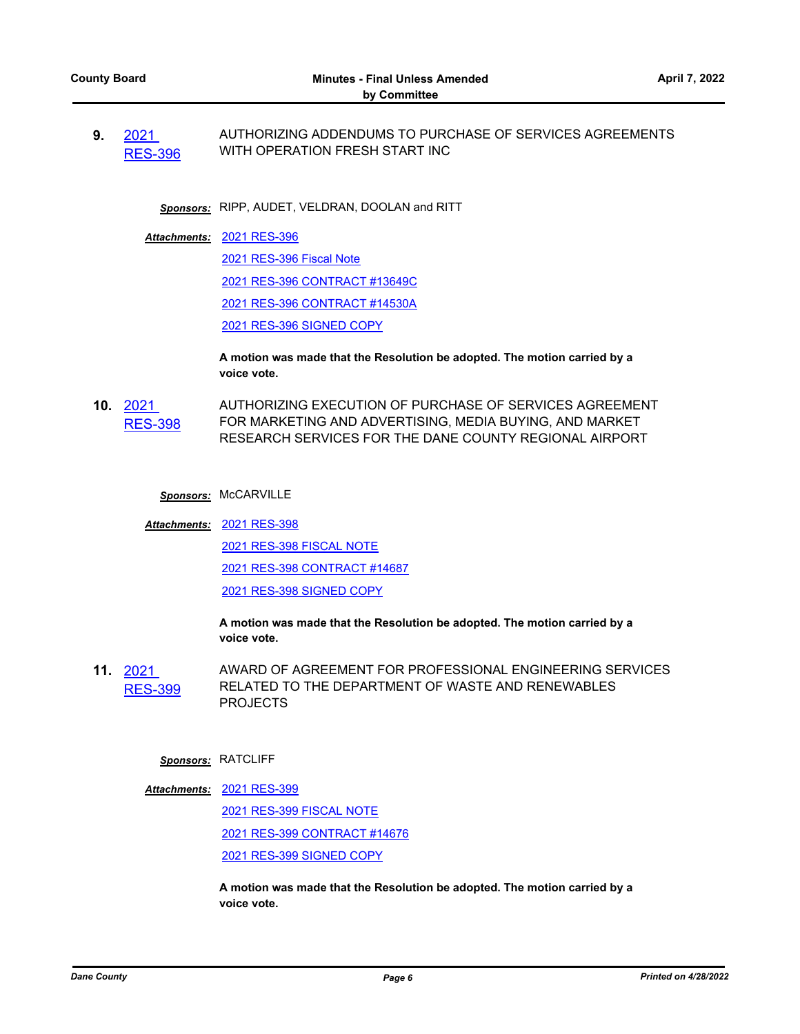**9.** 2021 RES-396 AUTHORIZING ADDENDUMS TO PURCHASE OF SERVICES AGREEMENTS WITH OPERATION FRESH START INC

***Sponsors:*** RIPP, AUDET, VELDRAN, DOOLAN and RITT

***Attachments:*** 2021 RES-396
2021 RES-396 Fiscal Note
2021 RES-396 CONTRACT #13649C
2021 RES-396 CONTRACT #14530A
2021 RES-396 SIGNED COPY

**A motion was made that the Resolution be adopted. The motion carried by a voice vote.**

**10.** 2021 RES-398 AUTHORIZING EXECUTION OF PURCHASE OF SERVICES AGREEMENT FOR MARKETING AND ADVERTISING, MEDIA BUYING, AND MARKET RESEARCH SERVICES FOR THE DANE COUNTY REGIONAL AIRPORT

***Sponsors:*** McCARVILLE

***Attachments:*** 2021 RES-398
2021 RES-398 FISCAL NOTE
2021 RES-398 CONTRACT #14687
2021 RES-398 SIGNED COPY

**A motion was made that the Resolution be adopted. The motion carried by a voice vote.**

**11.** 2021 RES-399 AWARD OF AGREEMENT FOR PROFESSIONAL ENGINEERING SERVICES RELATED TO THE DEPARTMENT OF WASTE AND RENEWABLES PROJECTS

***Sponsors:*** RATCLIFF

***Attachments:*** 2021 RES-399
2021 RES-399 FISCAL NOTE
2021 RES-399 CONTRACT #14676
2021 RES-399 SIGNED COPY

**A motion was made that the Resolution be adopted. The motion carried by a voice vote.**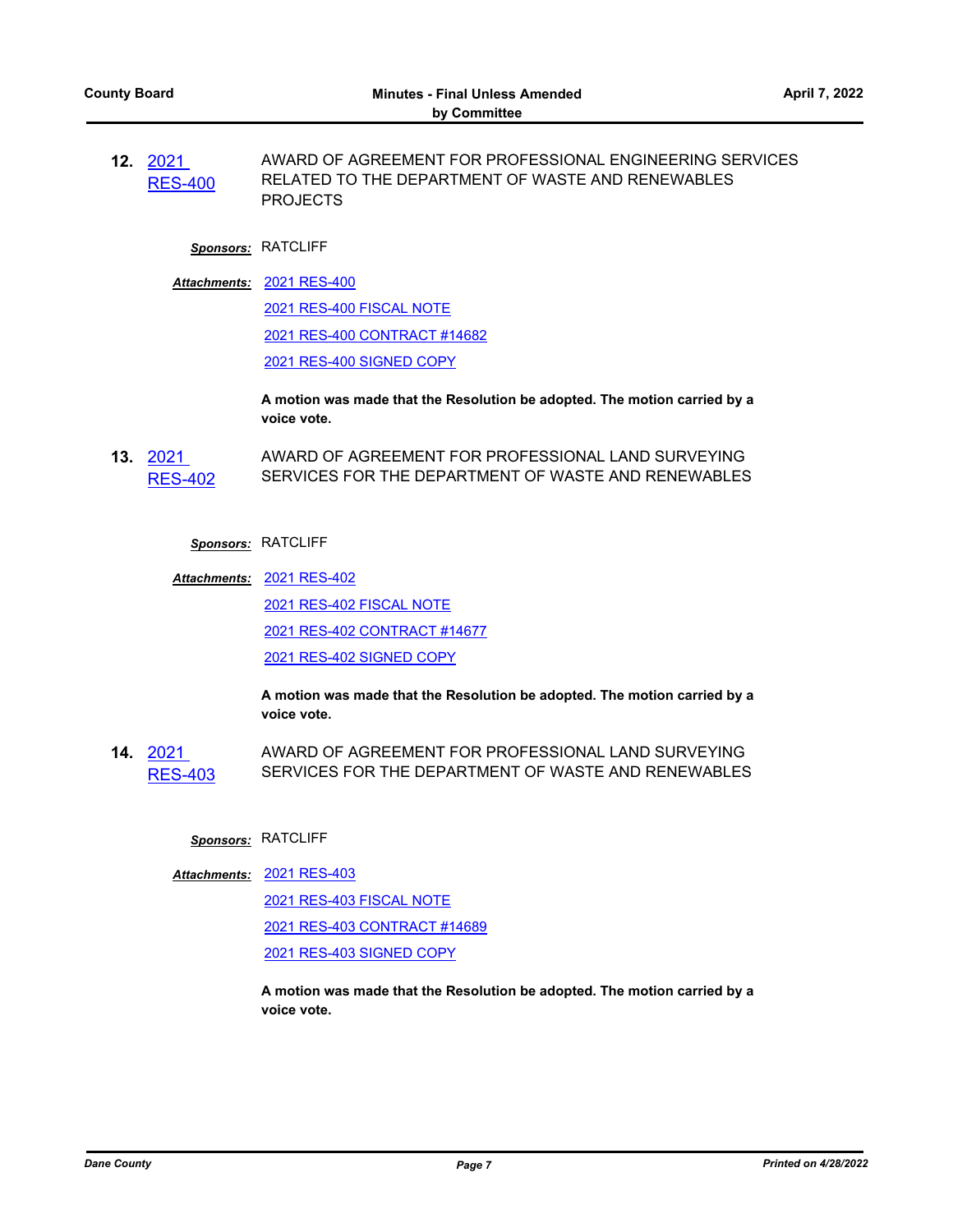**12.** 2021 RES-400 AWARD OF AGREEMENT FOR PROFESSIONAL ENGINEERING SERVICES RELATED TO THE DEPARTMENT OF WASTE AND RENEWABLES PROJECTS

***Sponsors:*** RATCLIFF

***Attachments:*** 2021 RES-400
2021 RES-400 FISCAL NOTE
2021 RES-400 CONTRACT #14682
2021 RES-400 SIGNED COPY

**A motion was made that the Resolution be adopted. The motion carried by a voice vote.**

**13.** 2021 RES-402 AWARD OF AGREEMENT FOR PROFESSIONAL LAND SURVEYING SERVICES FOR THE DEPARTMENT OF WASTE AND RENEWABLES

***Sponsors:*** RATCLIFF

***Attachments:*** 2021 RES-402
2021 RES-402 FISCAL NOTE
2021 RES-402 CONTRACT #14677
2021 RES-402 SIGNED COPY

**A motion was made that the Resolution be adopted. The motion carried by a voice vote.**

**14.** 2021 RES-403 AWARD OF AGREEMENT FOR PROFESSIONAL LAND SURVEYING SERVICES FOR THE DEPARTMENT OF WASTE AND RENEWABLES

***Sponsors:*** RATCLIFF

***Attachments:*** 2021 RES-403
2021 RES-403 FISCAL NOTE
2021 RES-403 CONTRACT #14689
2021 RES-403 SIGNED COPY

**A motion was made that the Resolution be adopted. The motion carried by a voice vote.**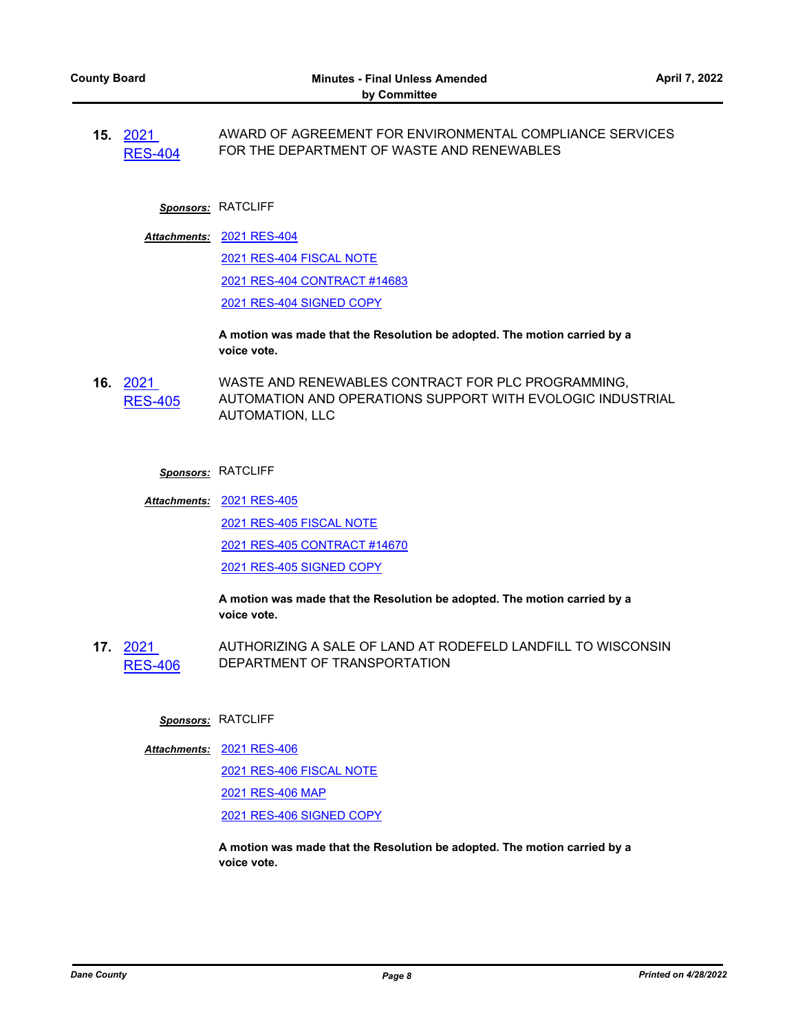**15.** 2021 RES-404 AWARD OF AGREEMENT FOR ENVIRONMENTAL COMPLIANCE SERVICES FOR THE DEPARTMENT OF WASTE AND RENEWABLES

***Sponsors:*** RATCLIFF

***Attachments:*** 2021 RES-404
2021 RES-404 FISCAL NOTE
2021 RES-404 CONTRACT #14683
2021 RES-404 SIGNED COPY

**A motion was made that the Resolution be adopted. The motion carried by a voice vote.**

**16.** 2021 RES-405 WASTE AND RENEWABLES CONTRACT FOR PLC PROGRAMMING, AUTOMATION AND OPERATIONS SUPPORT WITH EVOLOGIC INDUSTRIAL AUTOMATION, LLC

***Sponsors:*** RATCLIFF

***Attachments:*** 2021 RES-405
2021 RES-405 FISCAL NOTE
2021 RES-405 CONTRACT #14670
2021 RES-405 SIGNED COPY

**A motion was made that the Resolution be adopted. The motion carried by a voice vote.**

**17.** 2021 RES-406 AUTHORIZING A SALE OF LAND AT RODEFELD LANDFILL TO WISCONSIN DEPARTMENT OF TRANSPORTATION

***Sponsors:*** RATCLIFF

***Attachments:*** 2021 RES-406
2021 RES-406 FISCAL NOTE
2021 RES-406 MAP
2021 RES-406 SIGNED COPY

**A motion was made that the Resolution be adopted. The motion carried by a voice vote.**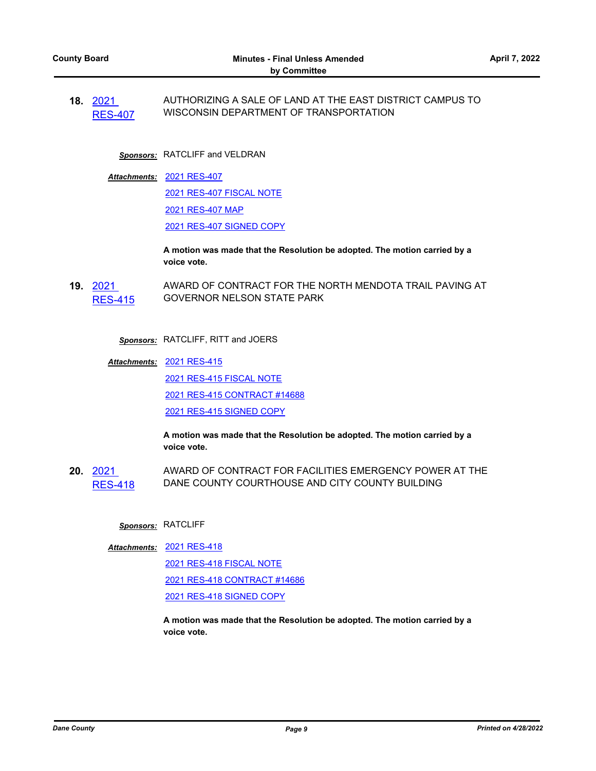**18.** 2021 RES-407 AUTHORIZING A SALE OF LAND AT THE EAST DISTRICT CAMPUS TO WISCONSIN DEPARTMENT OF TRANSPORTATION

***Sponsors:*** RATCLIFF and VELDRAN

***Attachments:*** 2021 RES-407
2021 RES-407 FISCAL NOTE
2021 RES-407 MAP
2021 RES-407 SIGNED COPY

**A motion was made that the Resolution be adopted. The motion carried by a voice vote.**

**19.** 2021 RES-415 AWARD OF CONTRACT FOR THE NORTH MENDOTA TRAIL PAVING AT GOVERNOR NELSON STATE PARK

***Sponsors:*** RATCLIFF, RITT and JOERS

***Attachments:*** 2021 RES-415
2021 RES-415 FISCAL NOTE
2021 RES-415 CONTRACT #14688
2021 RES-415 SIGNED COPY

**A motion was made that the Resolution be adopted. The motion carried by a voice vote.**

**20.** 2021 RES-418 AWARD OF CONTRACT FOR FACILITIES EMERGENCY POWER AT THE DANE COUNTY COURTHOUSE AND CITY COUNTY BUILDING

***Sponsors:*** RATCLIFF

***Attachments:*** 2021 RES-418
2021 RES-418 FISCAL NOTE
2021 RES-418 CONTRACT #14686
2021 RES-418 SIGNED COPY

**A motion was made that the Resolution be adopted. The motion carried by a voice vote.**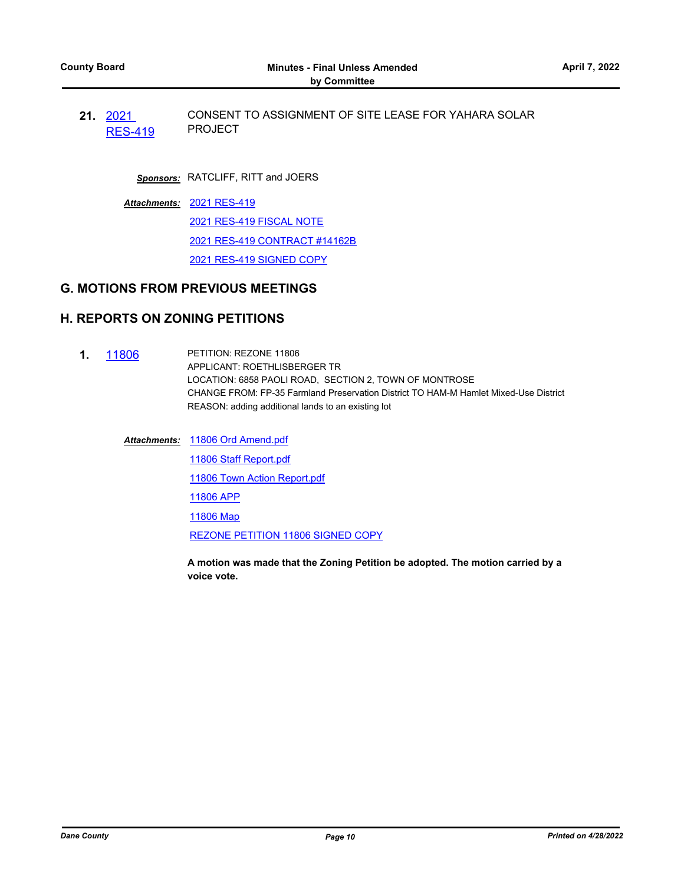**21.** 2021 RES-419 CONSENT TO ASSIGNMENT OF SITE LEASE FOR YAHARA SOLAR PROJECT

***Sponsors:*** RATCLIFF, RITT and JOERS

***Attachments:*** 2021 RES-419

2021 RES-419 FISCAL NOTE

2021 RES-419 CONTRACT #14162B

2021 RES-419 SIGNED COPY

## G. MOTIONS FROM PREVIOUS MEETINGS

## H. REPORTS ON ZONING PETITIONS

**1.** 11806 PETITION: REZONE 11806
APPLICANT: ROETHLISBERGER TR
LOCATION: 6858 PAOLI ROAD, SECTION 2, TOWN OF MONTROSE
CHANGE FROM: FP-35 Farmland Preservation District TO HAM-M Hamlet Mixed-Use District
REASON: adding additional lands to an existing lot

***Attachments:*** 11806 Ord Amend.pdf

11806 Staff Report.pdf

11806 Town Action Report.pdf

11806 APP

11806 Map

REZONE PETITION 11806 SIGNED COPY

**A motion was made that the Zoning Petition be adopted. The motion carried by a voice vote.**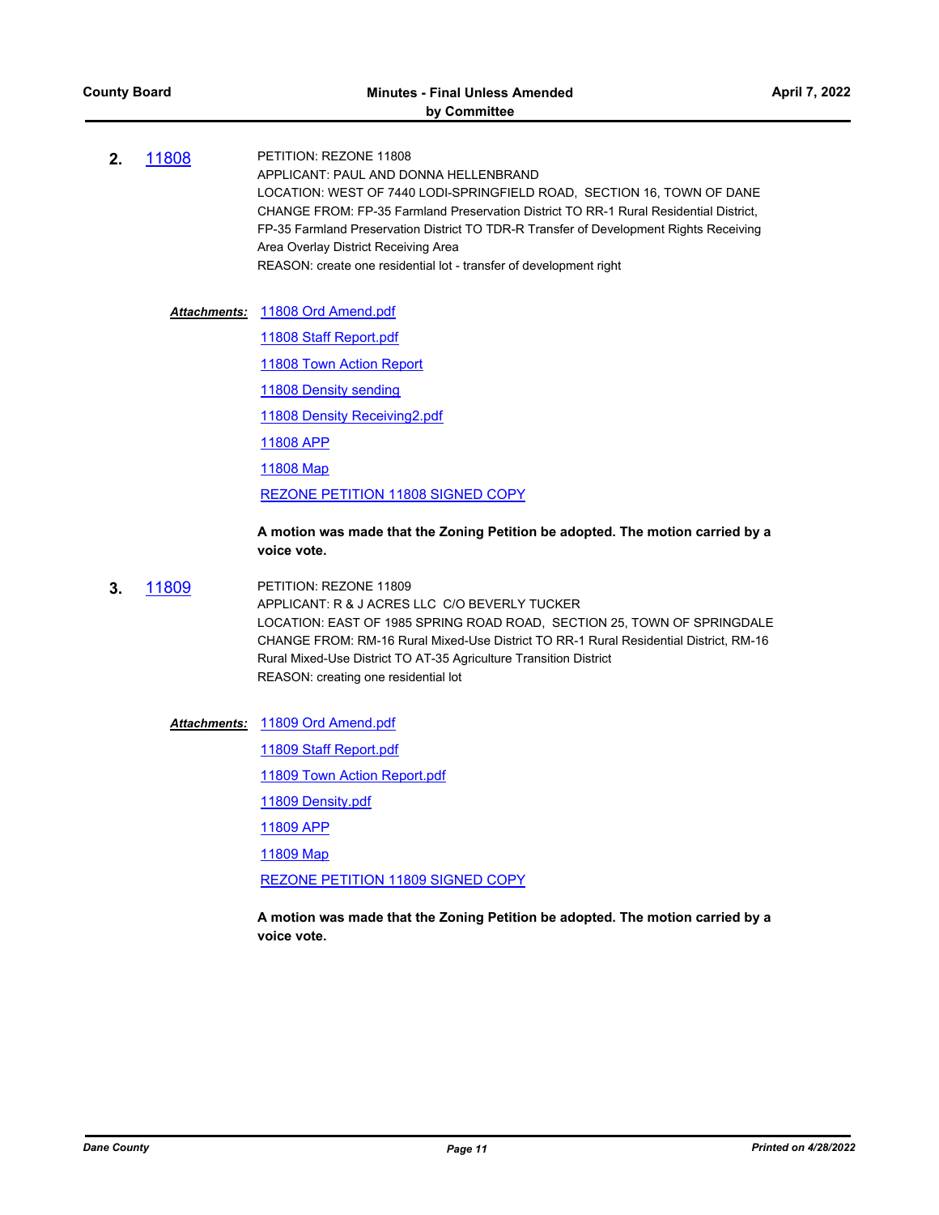**2.** [11808](#)

PETITION: REZONE 11808
APPLICANT: PAUL AND DONNA HELLENBRAND
LOCATION: WEST OF 7440 LODI-SPRINGFIELD ROAD, SECTION 16, TOWN OF DANE
CHANGE FROM: FP-35 Farmland Preservation District TO RR-1 Rural Residential District, FP-35 Farmland Preservation District TO TDR-R Transfer of Development Rights Receiving Area Overlay District Receiving Area
REASON: create one residential lot - transfer of development right

***Attachments:*** 11808 Ord Amend.pdf
11808 Staff Report.pdf
11808 Town Action Report
11808 Density sending
11808 Density Receiving2.pdf
11808 APP
11808 Map
REZONE PETITION 11808 SIGNED COPY

**A motion was made that the Zoning Petition be adopted. The motion carried by a voice vote.**

**3.** [11809](#)

PETITION: REZONE 11809
APPLICANT: R & J ACRES LLC C/O BEVERLY TUCKER
LOCATION: EAST OF 1985 SPRING ROAD ROAD, SECTION 25, TOWN OF SPRINGDALE
CHANGE FROM: RM-16 Rural Mixed-Use District TO RR-1 Rural Residential District, RM-16 Rural Mixed-Use District TO AT-35 Agriculture Transition District
REASON: creating one residential lot

***Attachments:*** 11809 Ord Amend.pdf
11809 Staff Report.pdf
11809 Town Action Report.pdf
11809 Density.pdf
11809 APP
11809 Map
REZONE PETITION 11809 SIGNED COPY

**A motion was made that the Zoning Petition be adopted. The motion carried by a voice vote.**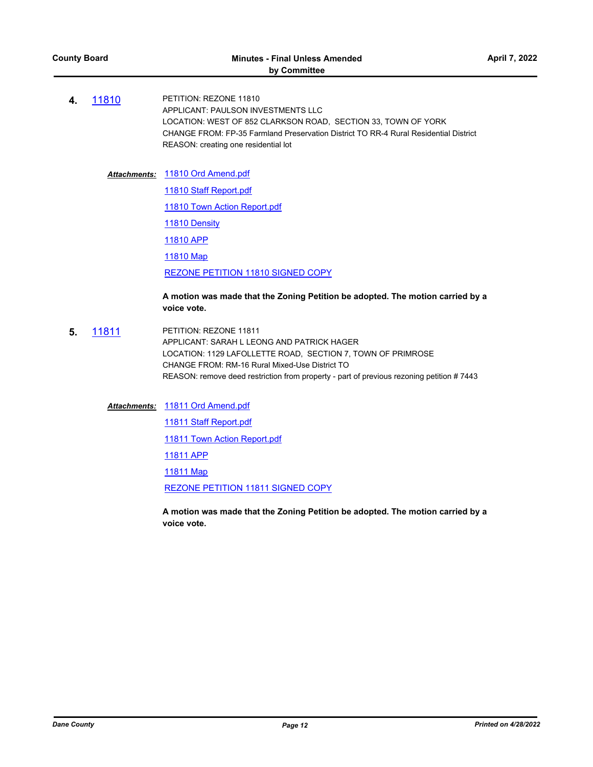**4.** 11810

PETITION: REZONE 11810
APPLICANT: PAULSON INVESTMENTS LLC
LOCATION: WEST OF 852 CLARKSON ROAD, SECTION 33, TOWN OF YORK
CHANGE FROM: FP-35 Farmland Preservation District TO RR-4 Rural Residential District
REASON: creating one residential lot

***Attachments:*** 11810 Ord Amend.pdf
11810 Staff Report.pdf
11810 Town Action Report.pdf
11810 Density
11810 APP
11810 Map
REZONE PETITION 11810 SIGNED COPY

**A motion was made that the Zoning Petition be adopted. The motion carried by a voice vote.**

**5.** 11811

PETITION: REZONE 11811
APPLICANT: SARAH L LEONG AND PATRICK HAGER
LOCATION: 1129 LAFOLLETTE ROAD, SECTION 7, TOWN OF PRIMROSE
CHANGE FROM: RM-16 Rural Mixed-Use District TO
REASON: remove deed restriction from property - part of previous rezoning petition # 7443

***Attachments:*** 11811 Ord Amend.pdf
11811 Staff Report.pdf
11811 Town Action Report.pdf
11811 APP
11811 Map
REZONE PETITION 11811 SIGNED COPY

**A motion was made that the Zoning Petition be adopted. The motion carried by a voice vote.**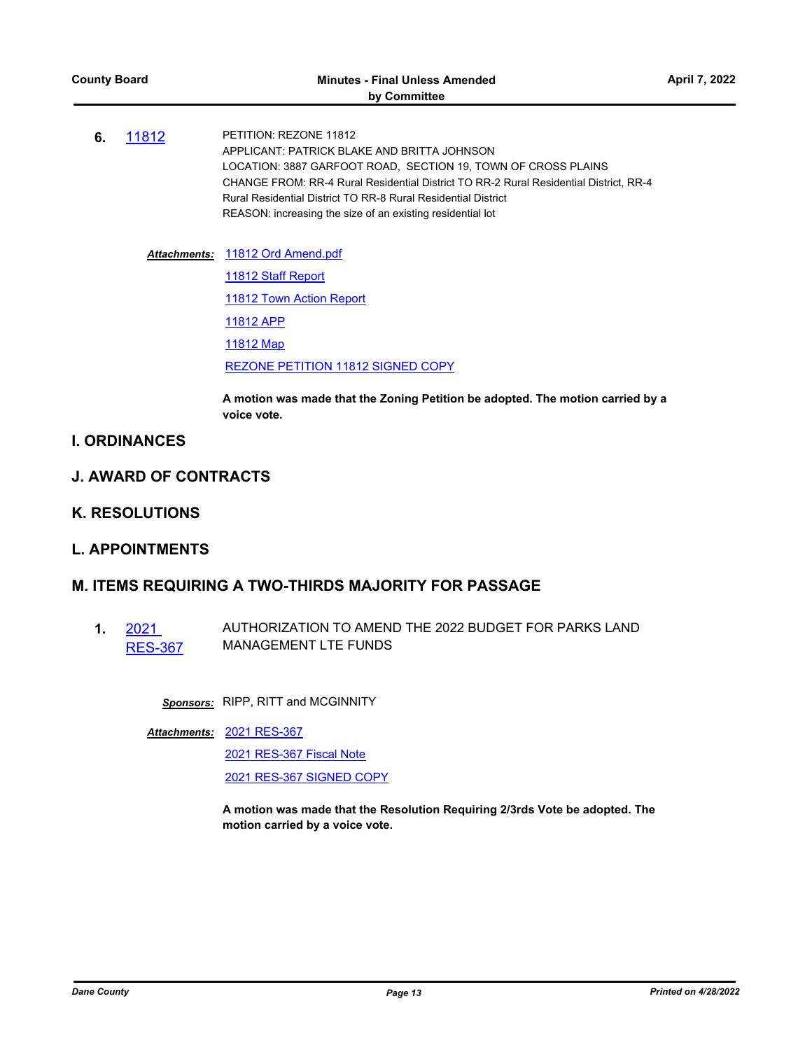**6.** 11812 PETITION: REZONE 11812
APPLICANT: PATRICK BLAKE AND BRITTA JOHNSON
LOCATION: 3887 GARFOOT ROAD, SECTION 19, TOWN OF CROSS PLAINS
CHANGE FROM: RR-4 Rural Residential District TO RR-2 Rural Residential District, RR-4 Rural Residential District TO RR-8 Rural Residential District
REASON: increasing the size of an existing residential lot

***Attachments:*** 11812 Ord Amend.pdf
11812 Staff Report
11812 Town Action Report
11812 APP
11812 Map
REZONE PETITION 11812 SIGNED COPY

**A motion was made that the Zoning Petition be adopted. The motion carried by a voice vote.**

## I. ORDINANCES

## J. AWARD OF CONTRACTS

## K. RESOLUTIONS

## L. APPOINTMENTS

## M. ITEMS REQUIRING A TWO-THIRDS MAJORITY FOR PASSAGE

**1.** 2021 RES-367 AUTHORIZATION TO AMEND THE 2022 BUDGET FOR PARKS LAND MANAGEMENT LTE FUNDS

***Sponsors:*** RIPP, RITT and MCGINNITY

***Attachments:*** 2021 RES-367
2021 RES-367 Fiscal Note
2021 RES-367 SIGNED COPY

**A motion was made that the Resolution Requiring 2/3rds Vote be adopted. The motion carried by a voice vote.**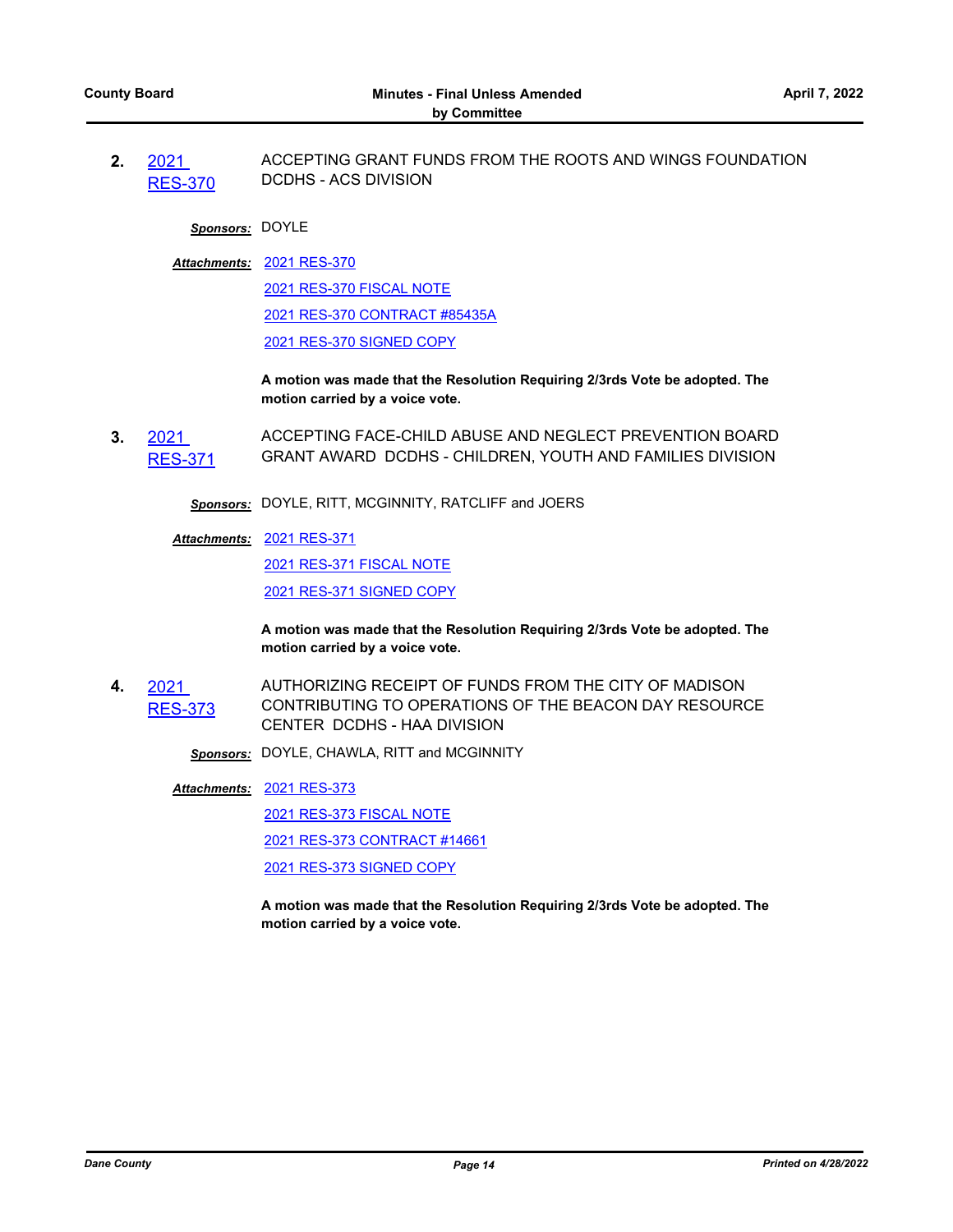**2.** 2021 RES-370 ACCEPTING GRANT FUNDS FROM THE ROOTS AND WINGS FOUNDATION DCDHS - ACS DIVISION

***Sponsors:*** DOYLE

***Attachments:*** 2021 RES-370
2021 RES-370 FISCAL NOTE
2021 RES-370 CONTRACT #85435A
2021 RES-370 SIGNED COPY

**A motion was made that the Resolution Requiring 2/3rds Vote be adopted. The motion carried by a voice vote.**

**3.** 2021 RES-371 ACCEPTING FACE-CHILD ABUSE AND NEGLECT PREVENTION BOARD GRANT AWARD DCDHS - CHILDREN, YOUTH AND FAMILIES DIVISION

***Sponsors:*** DOYLE, RITT, MCGINNITY, RATCLIFF and JOERS

***Attachments:*** 2021 RES-371
2021 RES-371 FISCAL NOTE
2021 RES-371 SIGNED COPY

**A motion was made that the Resolution Requiring 2/3rds Vote be adopted. The motion carried by a voice vote.**

**4.** 2021 RES-373 AUTHORIZING RECEIPT OF FUNDS FROM THE CITY OF MADISON CONTRIBUTING TO OPERATIONS OF THE BEACON DAY RESOURCE CENTER DCDHS - HAA DIVISION

***Sponsors:*** DOYLE, CHAWLA, RITT and MCGINNITY

***Attachments:*** 2021 RES-373
2021 RES-373 FISCAL NOTE
2021 RES-373 CONTRACT #14661
2021 RES-373 SIGNED COPY

**A motion was made that the Resolution Requiring 2/3rds Vote be adopted. The motion carried by a voice vote.**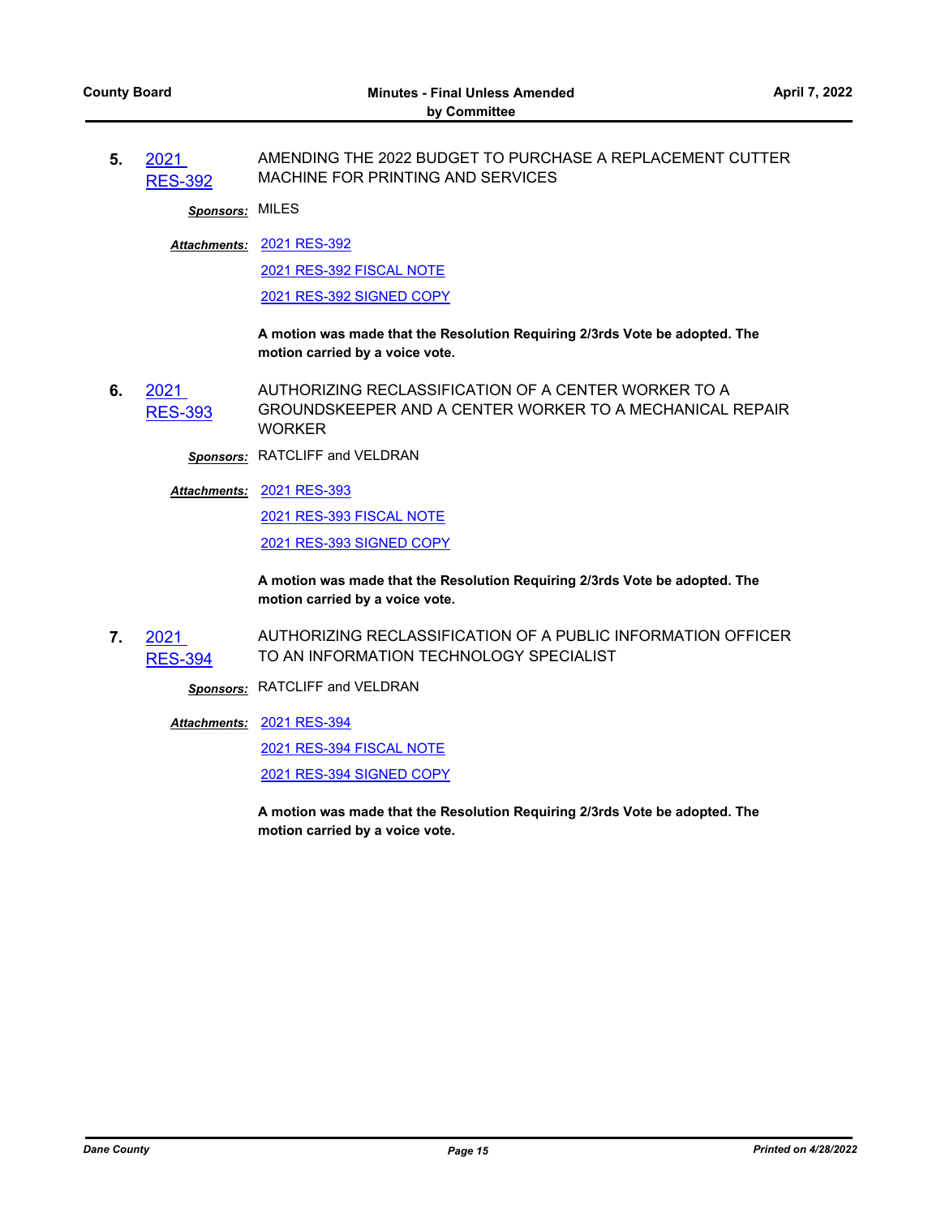**5.** 2021 RES-392 — AMENDING THE 2022 BUDGET TO PURCHASE A REPLACEMENT CUTTER MACHINE FOR PRINTING AND SERVICES

***Sponsors:*** MILES

***Attachments:*** 2021 RES-392
2021 RES-392 FISCAL NOTE
2021 RES-392 SIGNED COPY

**A motion was made that the Resolution Requiring 2/3rds Vote be adopted. The motion carried by a voice vote.**

**6.** 2021 RES-393 — AUTHORIZING RECLASSIFICATION OF A CENTER WORKER TO A GROUNDSKEEPER AND A CENTER WORKER TO A MECHANICAL REPAIR WORKER

***Sponsors:*** RATCLIFF and VELDRAN

***Attachments:*** 2021 RES-393
2021 RES-393 FISCAL NOTE
2021 RES-393 SIGNED COPY

**A motion was made that the Resolution Requiring 2/3rds Vote be adopted. The motion carried by a voice vote.**

**7.** 2021 RES-394 — AUTHORIZING RECLASSIFICATION OF A PUBLIC INFORMATION OFFICER TO AN INFORMATION TECHNOLOGY SPECIALIST

***Sponsors:*** RATCLIFF and VELDRAN

***Attachments:*** 2021 RES-394
2021 RES-394 FISCAL NOTE
2021 RES-394 SIGNED COPY

**A motion was made that the Resolution Requiring 2/3rds Vote be adopted. The motion carried by a voice vote.**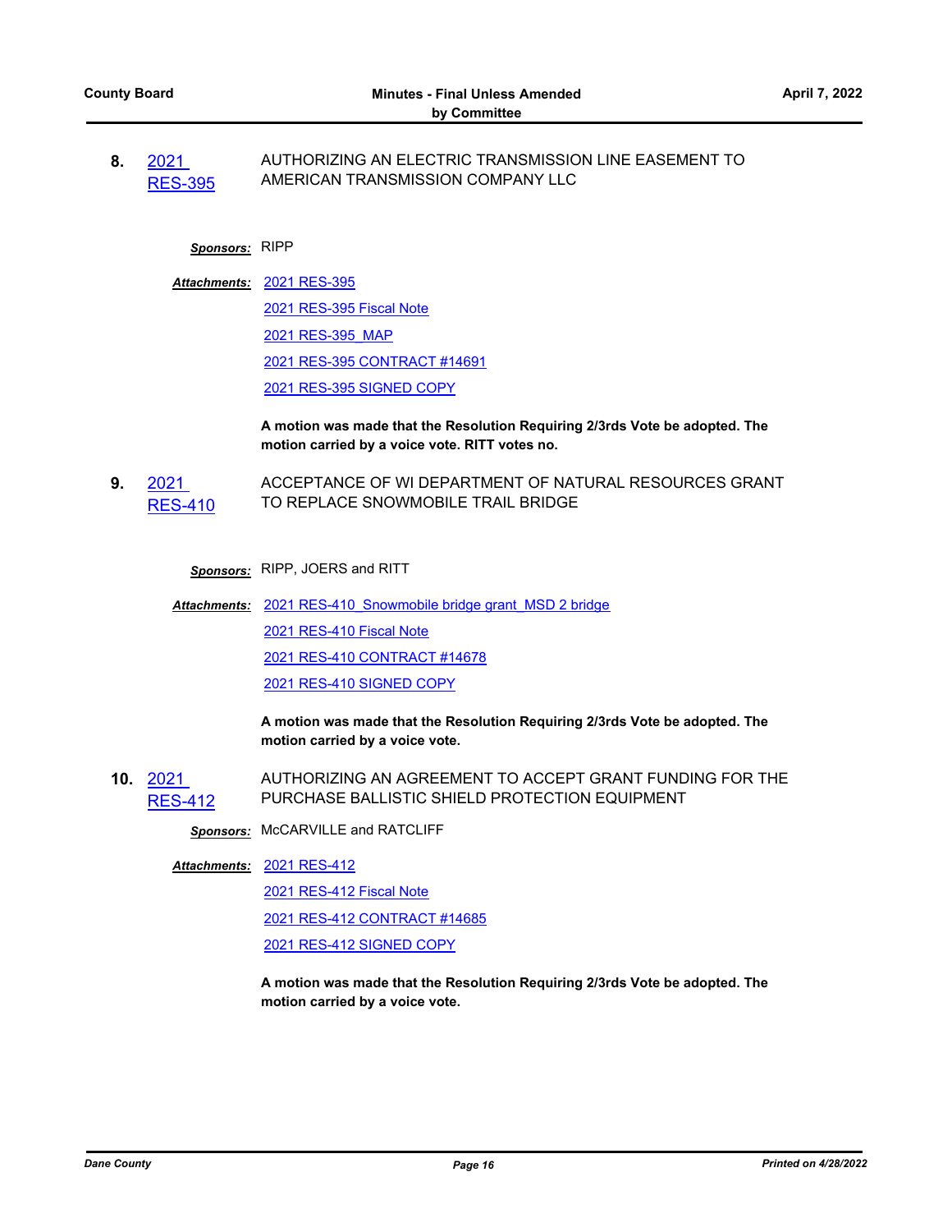**8.** 2021 RES-395 AUTHORIZING AN ELECTRIC TRANSMISSION LINE EASEMENT TO AMERICAN TRANSMISSION COMPANY LLC

***Sponsors:*** RIPP

***Attachments:*** 2021 RES-395
2021 RES-395 Fiscal Note
2021 RES-395_MAP
2021 RES-395 CONTRACT #14691
2021 RES-395 SIGNED COPY

**A motion was made that the Resolution Requiring 2/3rds Vote be adopted. The motion carried by a voice vote. RITT votes no.**

**9.** 2021 RES-410 ACCEPTANCE OF WI DEPARTMENT OF NATURAL RESOURCES GRANT TO REPLACE SNOWMOBILE TRAIL BRIDGE

***Sponsors:*** RIPP, JOERS and RITT

***Attachments:*** 2021 RES-410_Snowmobile bridge grant_MSD 2 bridge
2021 RES-410 Fiscal Note
2021 RES-410 CONTRACT #14678
2021 RES-410 SIGNED COPY

**A motion was made that the Resolution Requiring 2/3rds Vote be adopted. The motion carried by a voice vote.**

**10.** 2021 RES-412 AUTHORIZING AN AGREEMENT TO ACCEPT GRANT FUNDING FOR THE PURCHASE BALLISTIC SHIELD PROTECTION EQUIPMENT

***Sponsors:*** McCARVILLE and RATCLIFF

***Attachments:*** 2021 RES-412
2021 RES-412 Fiscal Note
2021 RES-412 CONTRACT #14685
2021 RES-412 SIGNED COPY

**A motion was made that the Resolution Requiring 2/3rds Vote be adopted. The motion carried by a voice vote.**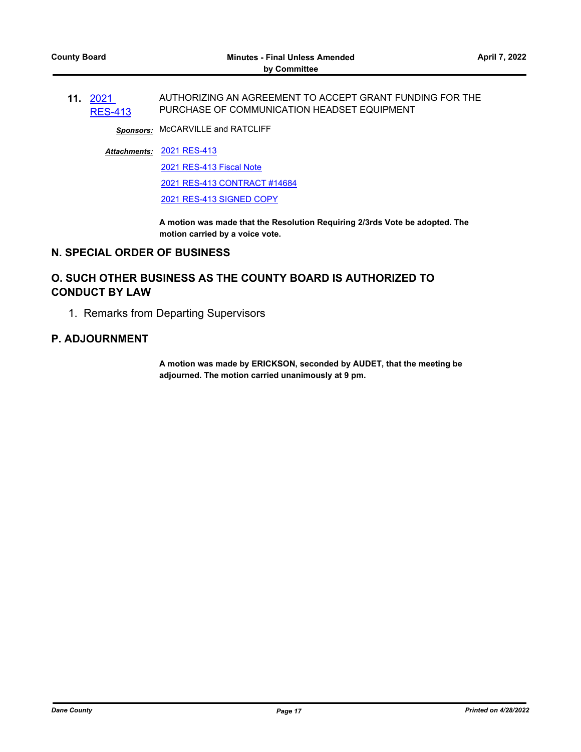**11.** 2021 RES-413 AUTHORIZING AN AGREEMENT TO ACCEPT GRANT FUNDING FOR THE PURCHASE OF COMMUNICATION HEADSET EQUIPMENT

***Sponsors:*** McCARVILLE and RATCLIFF

***Attachments:*** 2021 RES-413
2021 RES-413 Fiscal Note
2021 RES-413 CONTRACT #14684
2021 RES-413 SIGNED COPY

**A motion was made that the Resolution Requiring 2/3rds Vote be adopted. The motion carried by a voice vote.**

## N. SPECIAL ORDER OF BUSINESS

## O. SUCH OTHER BUSINESS AS THE COUNTY BOARD IS AUTHORIZED TO CONDUCT BY LAW

1. Remarks from Departing Supervisors

## P. ADJOURNMENT

**A motion was made by ERICKSON, seconded by AUDET, that the meeting be adjourned. The motion carried unanimously at 9 pm.**